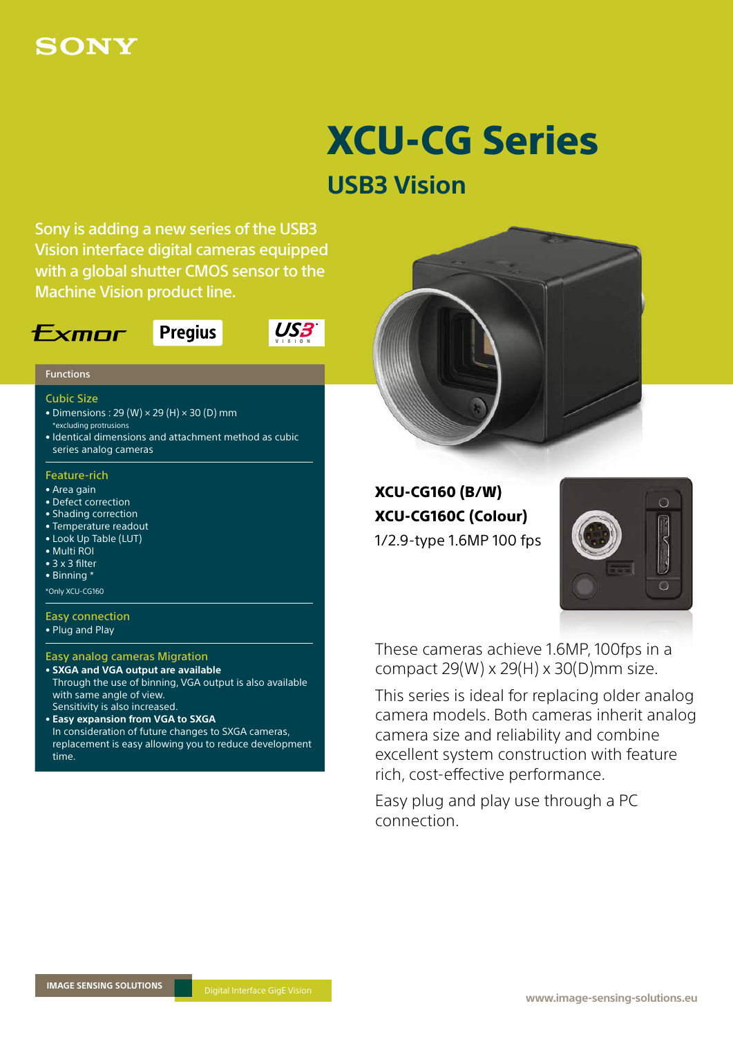SONY

# XCU-CG Series

## USB3 Vision

Sony is adding a new series of the USB3 Vision interface digital cameras equipped with a global shutter CMOS sensor to the Machine Vision product line.

Exmor | Pregius | USB3 VISION

### Functions

#### Cubic Size

- Dimensions : 29 (W) × 29 (H) × 30 (D) mm
  *excluding protrusions
- Identical dimensions and attachment method as cubic series analog cameras

#### Feature-rich

- Area gain
- Defect correction
- Shading correction
- Temperature readout
- Look Up Table (LUT)
- Multi ROI
- 3 x 3 filter
- Binning *

*Only XCU-CG160

#### Easy connection

- Plug and Play

#### Easy analog cameras Migration

- **SXGA and VGA output are available**
  Through the use of binning, VGA output is also available with same angle of view.
  Sensitivity is also increased.
- **Easy expansion from VGA to SXGA**
  In consideration of future changes to SXGA cameras, replacement is easy allowing you to reduce development time.

**XCU-CG160 (B/W)**
**XCU-CG160C (Colour)**
1/2.9-type 1.6MP 100 fps

These cameras achieve 1.6MP, 100fps in a compact 29(W) x 29(H) x 30(D)mm size.

This series is ideal for replacing older analog camera models. Both cameras inherit analog camera size and reliability and combine excellent system construction with feature rich, cost-effective performance.

Easy plug and play use through a PC connection.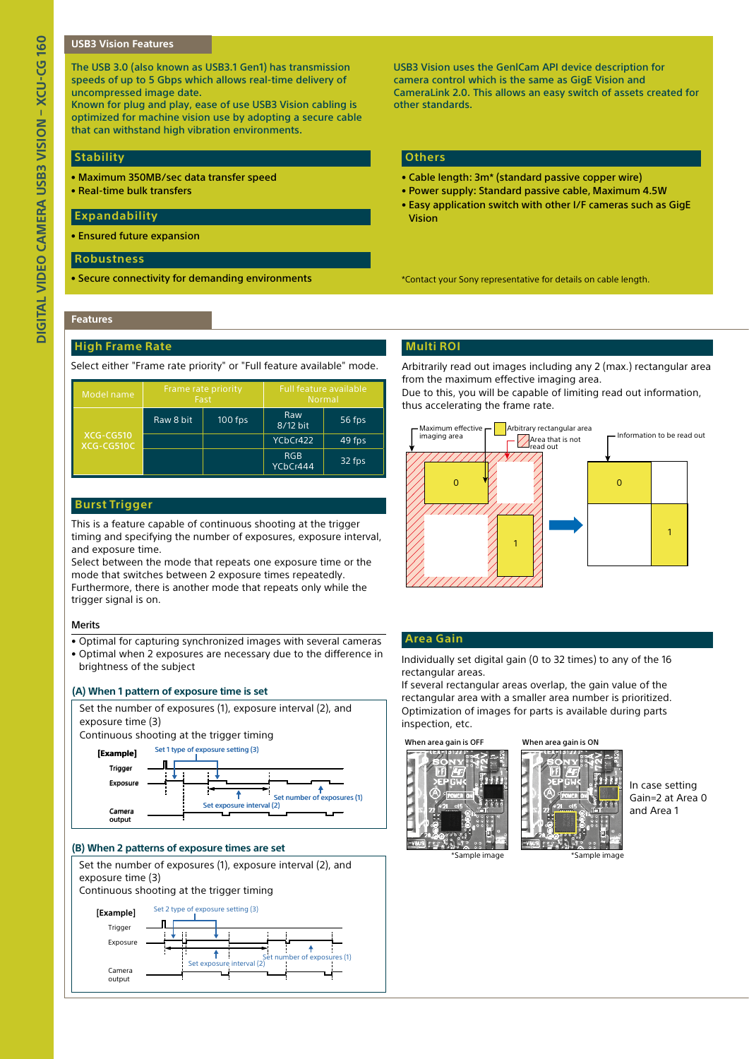## USB3 Vision Features

The USB 3.0 (also known as USB3.1 Gen1) has transmission speeds of up to 5 Gbps which allows real-time delivery of uncompressed image date.
Known for plug and play, ease of use USB3 Vision cabling is optimized for machine vision use by adopting a secure cable that can withstand high vibration environments.

USB3 Vision uses the GenICam API device description for camera control which is the same as GigE Vision and CameraLink 2.0. This allows an easy switch of assets created for other standards.

### Stability

- Maximum 350MB/sec data transfer speed
- Real-time bulk transfers

### Expandability

- Ensured future expansion

### Robustness

- Secure connectivity for demanding environments

### Others

- Cable length: 3m* (standard passive copper wire)
- Power supply: Standard passive cable, Maximum 4.5W
- Easy application switch with other I/F cameras such as GigE Vision

*Contact your Sony representative for details on cable length.

## Features

### High Frame Rate

Select either "Frame rate priority" or "Full feature available" mode.

| Model name | Frame rate priority Fast | | Full feature available Normal | |
|---|---|---|---|---|
| XCG-CG510 XCG-CG510C | Raw 8 bit | 100 fps | Raw 8/12 bit | 56 fps |
| | | | YCbCr422 | 49 fps |
| | | | RGB YCbCr444 | 32 fps |

### Burst Trigger

This is a feature capable of continuous shooting at the trigger timing and specifying the number of exposures, exposure interval, and exposure time.
Select between the mode that repeats one exposure time or the mode that switches between 2 exposure times repeatedly.
Furthermore, there is another mode that repeats only while the trigger signal is on.

**Merits**

- Optimal for capturing synchronized images with several cameras
- Optimal when 2 exposures are necessary due to the difference in brightness of the subject

#### (A) When 1 pattern of exposure time is set

Set the number of exposures (1), exposure interval (2), and exposure time (3)
Continuous shooting at the trigger timing

[Example] Trigger / Exposure / Camera output — Set 1 type of exposure setting (3); Set exposure interval (2); Set number of exposures (1)

#### (B) When 2 patterns of exposure times are set

Set the number of exposures (1), exposure interval (2), and exposure time (3)
Continuous shooting at the trigger timing

[Example] Trigger / Exposure / Camera output — Set 2 type of exposure setting (3); Set exposure interval (2); Set number of exposures (1)

### Multi ROI

Arbitrarily read out images including any 2 (max.) rectangular area from the maximum effective imaging area.
Due to this, you will be capable of limiting read out information, thus accelerating the frame rate.

Maximum effective imaging area / Arbitrary rectangular area / Area that is not read out / Information to be read out

### Area Gain

Individually set digital gain (0 to 32 times) to any of the 16 rectangular areas.
If several rectangular areas overlap, the gain value of the rectangular area with a smaller area number is prioritized.
Optimization of images for parts is available during parts inspection, etc.

When area gain is OFF — *Sample image

When area gain is ON — *Sample image

In case setting Gain=2 at Area 0 and Area 1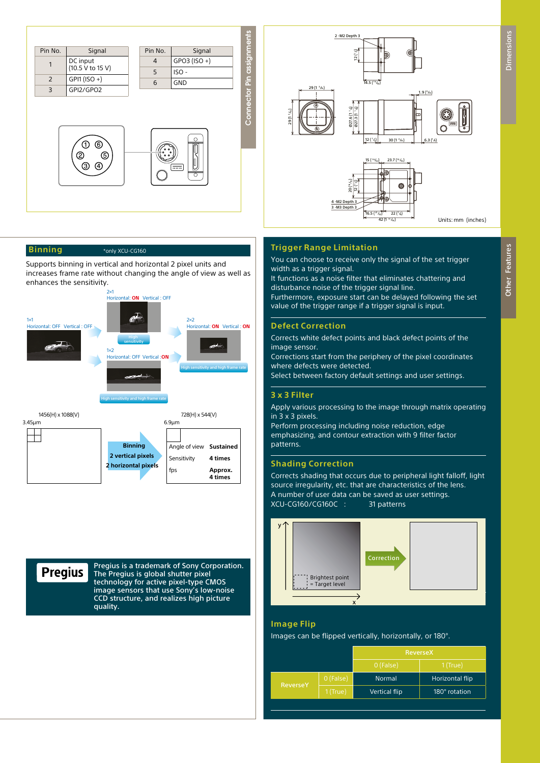## Connector Pin assignments

| Pin No. | Signal |
|---|---|
| 1 | DC input (10.5 V to 15 V) |
| 2 | GPI1 (ISO +) |
| 3 | GPI2/GPO2 |

| Pin No. | Signal |
|---|---|
| 4 | GPO3 (ISO +) |
| 5 | ISO - |
| 6 | GND |

## Dimensions

Units: mm (inches)

## Binning

*only XCU-CG160

Supports binning in vertical and horizontal 2 pixel units and increases frame rate without changing the angle of view as well as enhances the sensitivity.

1×1 Horizontal: OFF Vertical : OFF

2×1 Horizontal: ON Vertical : OFF — High sensitivity

1×2 Horizontal: OFF Vertical : ON — High sensitivity and high frame rate

2×2 Horizontal: ON Vertical : ON — High sensitivity and high frame rate

1456(H) x 1088(V), 3.45µm → Binning 2 vertical pixels 2 horizontal pixels → 728(H) x 544(V), 6.9µm

| | |
|---|---|
| Angle of view | Sustained |
| Sensitivity | 4 times |
| fps | Approx. 4 times |

**Pregius** Pregius is a trademark of Sony Corporation. The Pregius is global shutter pixel technology for active pixel-type CMOS image sensors that use Sony's low-noise CCD structure, and realizes high picture quality.

## Other Features

### Trigger Range Limitation

You can choose to receive only the signal of the set trigger width as a trigger signal.
It functions as a noise filter that eliminates chattering and disturbance noise of the trigger signal line.
Furthermore, exposure start can be delayed following the set value of the trigger range if a trigger signal is input.

### Defect Correction

Corrects white defect points and black defect points of the image sensor.
Corrections start from the periphery of the pixel coordinates where defects were detected.
Select between factory default settings and user settings.

### 3 x 3 Filter

Apply various processing to the image through matrix operating in 3 x 3 pixels.
Perform processing including noise reduction, edge emphasizing, and contour extraction with 9 filter factor patterns.

### Shading Correction

Corrects shading that occurs due to peripheral light falloff, light source irregularity, etc. that are characteristics of the lens.
A number of user data can be saved as user settings.
XCU-CG160/CG160C : 31 patterns

Brightest point = Target level → Correction

### Image Flip

Images can be flipped vertically, horizontally, or 180°.

| | | ReverseX 0 (False) | ReverseX 1 (True) |
|---|---|---|---|
| ReverseY | 0 (False) | Normal | Horizontal flip |
| | 1 (True) | Vertical flip | 180° rotation |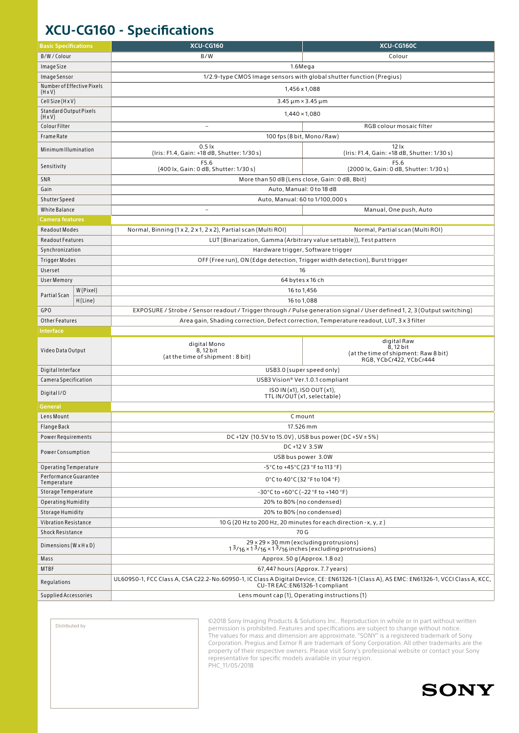# XCU-CG160 - Specifications

| Basic Specifications | | XCU-CG160 | XCU-CG160C |
|---|---|---|---|
| B/W / Colour | | B/W | Colour |
| Image Size | | 1.6Mega | |
| Image Sensor | | 1/2.9-type CMOS Image sensors with global shutter function (Pregius) | |
| Number of Effective Pixels (H x V) | | 1,456 x 1,088 | |
| Cell Size (H x V) | | 3.45 µm × 3.45 µm | |
| Standard Output Pixels (H x V) | | 1,440 × 1,080 | |
| Colour Filter | | – | RGB colour mosaic filter |
| Frame Rate | | 100 fps (8 bit, Mono/Raw) | |
| Minimum Illumination | | 0.5 lx (Iris: F1.4, Gain: +18 dB, Shutter: 1/30 s) | 12 lx (Iris: F1.4, Gain: +18 dB, Shutter: 1/30 s) |
| Sensitivity | | F5.6 (400 lx, Gain: 0 dB, Shutter: 1/30 s) | F5.6 (2000 lx, Gain: 0 dB, Shutter: 1/30 s) |
| SNR | | More than 50 dB (Lens close, Gain: 0 dB, 8bit) | |
| Gain | | Auto, Manual: 0 to 18 dB | |
| Shutter Speed | | Auto, Manual: 60 to 1/100,000 s | |
| White Balance | | – | Manual, One push, Auto |
| **Camera features** | | | |
| Readout Modes | | Normal, Binning (1 x 2, 2 x 1, 2 x 2), Partial scan (Multi ROI) | Normal, Partial scan (Multi ROI) |
| Readout Features | | LUT (Binarization, Gamma (Arbitrary value settable)), Test pattern | |
| Synchronization | | Hardware trigger, Software trigger | |
| Trigger Modes | | OFF (Free run), ON (Edge detection, Trigger width detection), Burst trigger | |
| Userset | | 16 | |
| User Memory | | 64 bytes x 16 ch | |
| Partial Scan | W (Pixel) | 16 to 1,456 | |
| | H (Line) | 16 to 1,088 | |
| GPO | | EXPOSURE / Strobe / Sensor readout / Trigger through / Pulse generation signal / User defined 1, 2, 3 (Output switching) | |
| Other Features | | Area gain, Shading correction, Defect correction, Temperature readout, LUT, 3 x 3 filter | |
| **Interface** | | | |
| Video Data Output | | digital Mono 8, 12 bit (at the time of shipment : 8 bit) | digital Raw 8, 12 bit (at the time of shipment: Raw 8 bit) RGB, YCbCr422, YCbCr444 |
| Digital Interface | | USB3.0 (super speed only) | |
| Camera Specification | | USB3 Vision® Ver.1.0.1 compliant | |
| Digital I/O | | ISO IN (x1), ISO OUT (x1), TTL IN/OUT (x1, selectable) | |
| **General** | | | |
| Lens Mount | | C mount | |
| Flange Back | | 17.526 mm | |
| Power Requirements | | DC +12V (10.5V to 15.0V), USB bus power (DC +5V ± 5%) | |
| Power Consumption | | DC +12 V 3.5W | |
| | | USB bus power 3.0W | |
| Operating Temperature | | -5°C to +45°C (23 °F to 113 °F) | |
| Performance Guarantee Temperature | | 0°C to 40°C (32 °F to 104 °F) | |
| Storage Temperature | | -30°C to +60°C (−22 °F to +140 °F) | |
| Operating Humidity | | 20% to 80% (no condensed) | |
| Storage Humidity | | 20% to 80% (no condensed) | |
| Vibration Resistance | | 10 G (20 Hz to 200 Hz, 20 minutes for each direction -x, y, z) | |
| Shock Resistance | | 70 G | |
| Dimensions (W x H x D) | | 29 × 29 × 30 mm (excluding protrusions) 1 3/16 × 1 3/16 × 1 3/16 inches (excluding protrusions) | |
| Mass | | Approx. 50 g (Approx. 1.8 oz) | |
| MTBF | | 67,447 hours (Approx. 7.7 years) | |
| Regulations | | UL60950-1, FCC Class A, CSA C22.2-No.60950-1, IC Class A Digital Device, CE: EN61326-1 (Class A), AS EMC: EN61326-1, VCCI Class A, KCC, CU-TR EAC:EN61326-1 compliant | |
| Supplied Accessories | | Lens mount cap (1), Operating instructions (1) | |

Distributed by

©2018 Sony Imaging Products & Solutions Inc.. Reproduction in whole or in part without written permission is prohibited. Features and specifications are subject to change without notice. The values for mass and dimension are approximate. "SONY" is a registered trademark of Sony Corporation. Pregius and Exmor R are trademark of Sony Corporation. All other trademarks are the property of their respective owners. Please visit Sony's professional website or contact your Sony representative for specific models available in your region.
PHC_11/05/2018

SONY